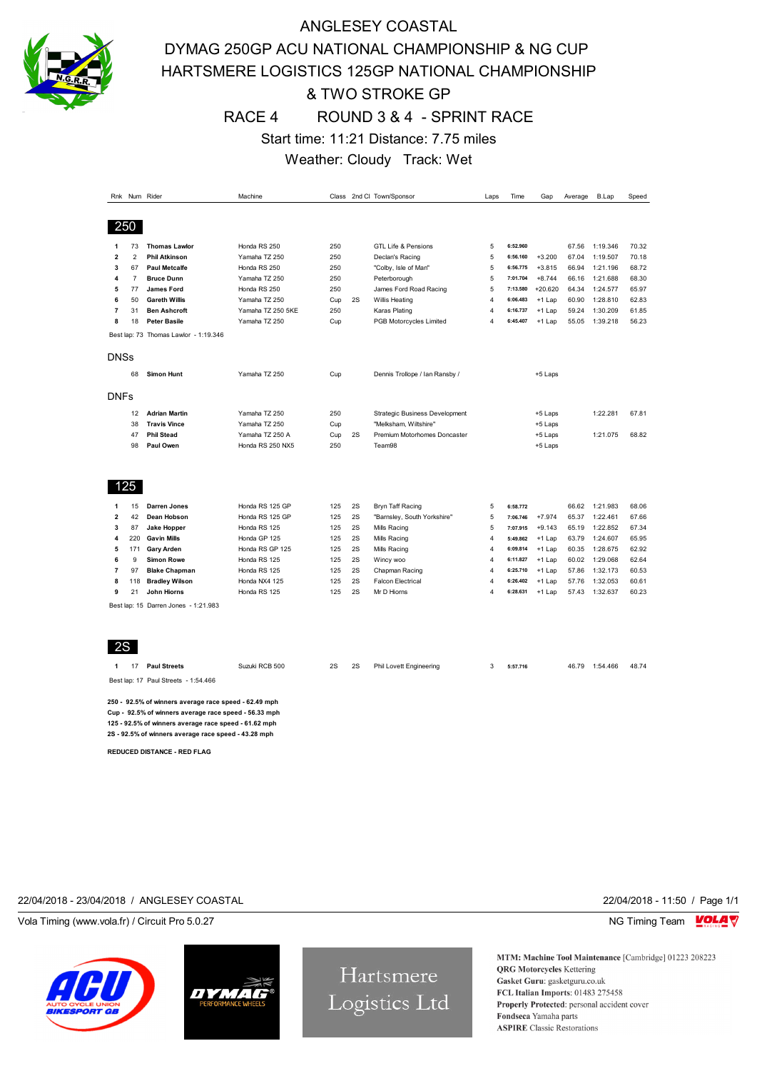# ANGLESEY COASTAL

## DYMAG 250GP ACU NATIONAL CHAMPIONSHIP & NG CUP
## HARTSMERE LOGISTICS 125GP NATIONAL CHAMPIONSHIP
## & TWO STROKE GP

## RACE 4 ROUND 3 & 4 - SPRINT RACE

Start time: 11:21 Distance: 7.75 miles

Weather: Cloudy Track: Wet

### 250

| Rnk | Num | Rider | Machine | Class | 2nd Cl | Town/Sponsor | Laps | Time | Gap | Average | B.Lap | Speed |
|---|---|---|---|---|---|---|---|---|---|---|---|---|
| 1 | 73 | **Thomas Lawlor** | Honda RS 250 | 250 | | GTL Life & Pensions | 5 | 6:52.960 | | 67.56 | 1:19.346 | 70.32 |
| 2 | 2 | **Phil Atkinson** | Yamaha TZ 250 | 250 | | Declan's Racing | 5 | 6:56.160 | +3.200 | 67.04 | 1:19.507 | 70.18 |
| 3 | 67 | **Paul Metcalfe** | Honda RS 250 | 250 | | "Colby, Isle of Man" | 5 | 6:56.775 | +3.815 | 66.94 | 1:21.196 | 68.72 |
| 4 | 7 | **Bruce Dunn** | Yamaha TZ 250 | 250 | | Peterborough | 5 | 7:01.704 | +8.744 | 66.16 | 1:21.688 | 68.30 |
| 5 | 77 | **James Ford** | Honda RS 250 | 250 | | James Ford Road Racing | 5 | 7:13.580 | +20.620 | 64.34 | 1:24.577 | 65.97 |
| 6 | 50 | **Gareth Willis** | Yamaha TZ 250 | Cup | 2S | Willis Heating | 4 | 6:06.483 | +1 Lap | 60.90 | 1:28.810 | 62.83 |
| 7 | 31 | **Ben Ashcroft** | Yamaha TZ 250 5KE | 250 | | Karas Plating | 4 | 6:16.737 | +1 Lap | 59.24 | 1:30.209 | 61.85 |
| 8 | 18 | **Peter Basile** | Yamaha TZ 250 | Cup | | PGB Motorcycles Limited | 4 | 6:45.407 | +1 Lap | 55.05 | 1:39.218 | 56.23 |

Best lap: 73 Thomas Lawlor - 1:19.346

#### DNSs

| Rnk | Num | Rider | Machine | Class | 2nd Cl | Town/Sponsor | Laps | Time | Gap | Average | B.Lap | Speed |
|---|---|---|---|---|---|---|---|---|---|---|---|---|
| | 68 | **Simon Hunt** | Yamaha TZ 250 | Cup | | Dennis Trollope / Ian Ransby / | | | +5 Laps | | | |

#### DNFs

| Rnk | Num | Rider | Machine | Class | 2nd Cl | Town/Sponsor | Laps | Time | Gap | Average | B.Lap | Speed |
|---|---|---|---|---|---|---|---|---|---|---|---|---|
| | 12 | **Adrian Martin** | Yamaha TZ 250 | 250 | | Strategic Business Development | | | +5 Laps | | 1:22.281 | 67.81 |
| | 38 | **Travis Vince** | Yamaha TZ 250 | Cup | | "Melksham, Wiltshire" | | | +5 Laps | | | |
| | 47 | **Phil Stead** | Yamaha TZ 250 A | Cup | 2S | Premium Motorhomes Doncaster | | | +5 Laps | | 1:21.075 | 68.82 |
| | 98 | **Paul Owen** | Honda RS 250 NX5 | 250 | | Team98 | | | +5 Laps | | | |

### 125

| Rnk | Num | Rider | Machine | Class | 2nd Cl | Town/Sponsor | Laps | Time | Gap | Average | B.Lap | Speed |
|---|---|---|---|---|---|---|---|---|---|---|---|---|
| 1 | 15 | **Darren Jones** | Honda RS 125 GP | 125 | 2S | Bryn Taff Racing | 5 | 6:58.772 | | 66.62 | 1:21.983 | 68.06 |
| 2 | 42 | **Dean Hobson** | Honda RS 125 GP | 125 | 2S | "Barnsley, South Yorkshire" | 5 | 7:06.746 | +7.974 | 65.37 | 1:22.461 | 67.66 |
| 3 | 87 | **Jake Hopper** | Honda RS 125 | 125 | 2S | Mills Racing | 5 | 7:07.915 | +9.143 | 65.19 | 1:22.852 | 67.34 |
| 4 | 220 | **Gavin Mills** | Honda GP 125 | 125 | 2S | Mills Racing | 4 | 5:49.862 | +1 Lap | 63.79 | 1:24.607 | 65.95 |
| 5 | 171 | **Gary Arden** | Honda RS GP 125 | 125 | 2S | Mills Racing | 4 | 6:09.814 | +1 Lap | 60.35 | 1:28.675 | 62.92 |
| 6 | 9 | **Simon Rowe** | Honda RS 125 | 125 | 2S | Wincy woo | 4 | 6:11.827 | +1 Lap | 60.02 | 1:29.068 | 62.64 |
| 7 | 97 | **Blake Chapman** | Honda RS 125 | 125 | 2S | Chapman Racing | 4 | 6:25.710 | +1 Lap | 57.86 | 1:32.173 | 60.53 |
| 8 | 118 | **Bradley Wilson** | Honda NX4 125 | 125 | 2S | Falcon Electrical | 4 | 6:26.402 | +1 Lap | 57.76 | 1:32.053 | 60.61 |
| 9 | 21 | **John Hiorns** | Honda RS 125 | 125 | 2S | Mr D Hiorns | 4 | 6:28.631 | +1 Lap | 57.43 | 1:32.637 | 60.23 |

Best lap: 15 Darren Jones - 1:21.983

### 2S

| Rnk | Num | Rider | Machine | Class | 2nd Cl | Town/Sponsor | Laps | Time | Gap | Average | B.Lap | Speed |
|---|---|---|---|---|---|---|---|---|---|---|---|---|
| 1 | 17 | **Paul Streets** | Suzuki RCB 500 | 2S | 2S | Phil Lovett Engineering | 3 | 5:57.716 | | 46.79 | 1:54.466 | 48.74 |

Best lap: 17 Paul Streets - 1:54.466

**250 - 92.5% of winners average race speed - 62.49 mph**
**Cup - 92.5% of winners average race speed - 56.33 mph**
**125 - 92.5% of winners average race speed - 61.62 mph**
**2S - 92.5% of winners average race speed - 43.28 mph**

**REDUCED DISTANCE - RED FLAG**

22/04/2018 - 23/04/2018 / ANGLESEY COASTAL 22/04/2018 - 11:50

Vola Timing (www.vola.fr) / Circuit Pro 5.0.27 NG Timing Team

Hartsmere Logistics Ltd

**MTM: Machine Tool Maintenance** [Cambridge] 01223 208223
**QRG Motorcycles** Kettering
**Gasket Guru**: gasketguru.co.uk
**FCL Italian Imports**: 01483 275458
**Properly Protected**: personal accident cover
**Fondseca** Yamaha parts
**ASPIRE** Classic Restorations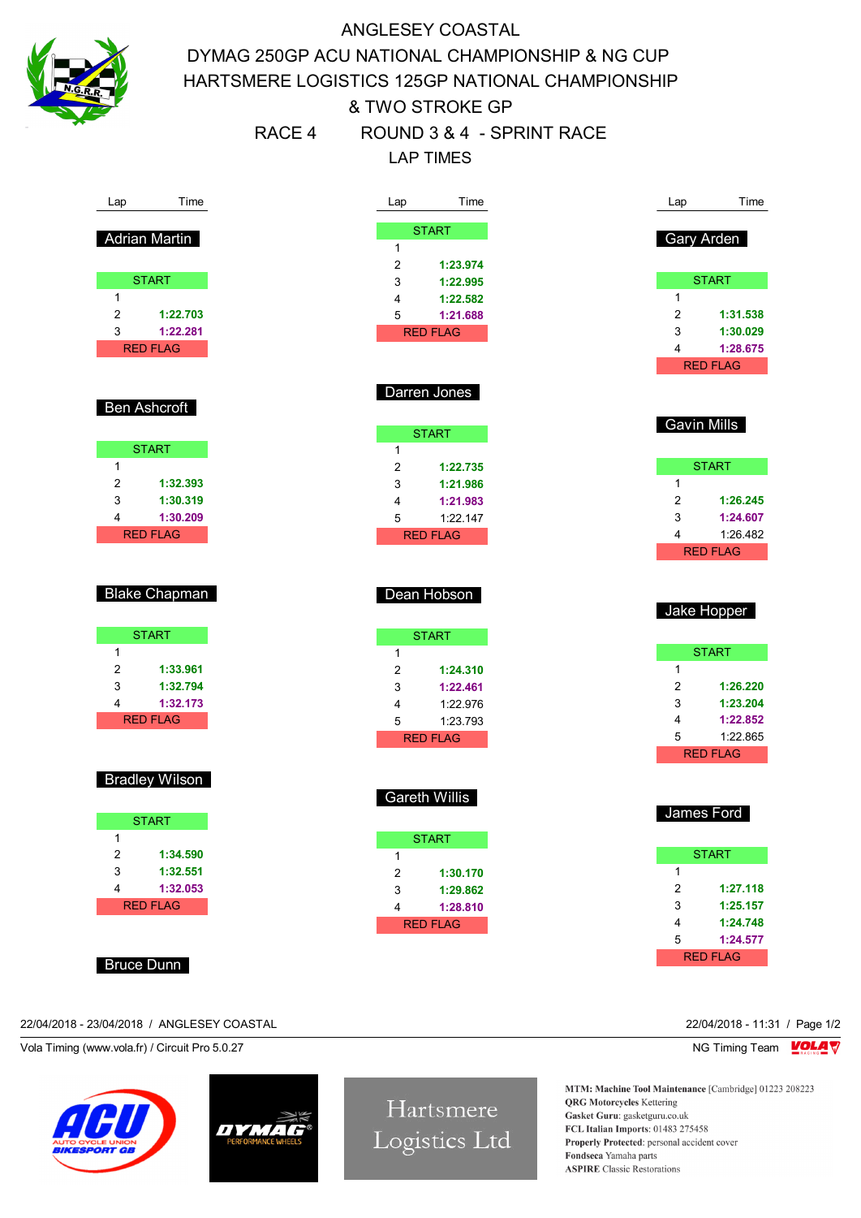# ANGLESEY COASTAL

## DYMAG 250GP ACU NATIONAL CHAMPIONSHIP & NG CUP
## HARTSMERE LOGISTICS 125GP NATIONAL CHAMPIONSHIP
## & TWO STROKE GP

### RACE 4 ROUND 3 & 4 - SPRINT RACE

### LAP TIMES

**Adrian Martin**

| Lap | Time |
|---|---|
| START | |
| 1 | |
| 2 | 1:22.703 |
| 3 | 1:22.281 |
| RED FLAG | |

| Lap | Time |
|---|---|
| START | |
| 1 | |
| 2 | 1:23.974 |
| 3 | 1:22.995 |
| 4 | 1:22.582 |
| 5 | 1:21.688 |
| RED FLAG | |

**Gary Arden**

| Lap | Time |
|---|---|
| START | |
| 1 | |
| 2 | 1:31.538 |
| 3 | 1:30.029 |
| 4 | 1:28.675 |
| RED FLAG | |

**Ben Ashcroft**

| Lap | Time |
|---|---|
| START | |
| 1 | |
| 2 | 1:32.393 |
| 3 | 1:30.319 |
| 4 | 1:30.209 |
| RED FLAG | |

**Darren Jones**

| Lap | Time |
|---|---|
| START | |
| 1 | |
| 2 | 1:22.735 |
| 3 | 1:21.986 |
| 4 | 1:21.983 |
| 5 | 1:22.147 |
| RED FLAG | |

**Gavin Mills**

| Lap | Time |
|---|---|
| START | |
| 1 | |
| 2 | 1:26.245 |
| 3 | 1:24.607 |
| 4 | 1:26.482 |
| RED FLAG | |

**Blake Chapman**

| Lap | Time |
|---|---|
| START | |
| 1 | |
| 2 | 1:33.961 |
| 3 | 1:32.794 |
| 4 | 1:32.173 |
| RED FLAG | |

**Dean Hobson**

| Lap | Time |
|---|---|
| START | |
| 1 | |
| 2 | 1:24.310 |
| 3 | 1:22.461 |
| 4 | 1:22.976 |
| 5 | 1:23.793 |
| RED FLAG | |

**Jake Hopper**

| Lap | Time |
|---|---|
| START | |
| 1 | |
| 2 | 1:26.220 |
| 3 | 1:23.204 |
| 4 | 1:22.852 |
| 5 | 1:22.865 |
| RED FLAG | |

**Bradley Wilson**

| Lap | Time |
|---|---|
| START | |
| 1 | |
| 2 | 1:34.590 |
| 3 | 1:32.551 |
| 4 | 1:32.053 |
| RED FLAG | |

**Gareth Willis**

| Lap | Time |
|---|---|
| START | |
| 1 | |
| 2 | 1:30.170 |
| 3 | 1:29.862 |
| 4 | 1:28.810 |
| RED FLAG | |

**James Ford**

| Lap | Time |
|---|---|
| START | |
| 1 | |
| 2 | 1:27.118 |
| 3 | 1:25.157 |
| 4 | 1:24.748 |
| 5 | 1:24.577 |
| RED FLAG | |

**Bruce Dunn**

22/04/2018 - 23/04/2018 / ANGLESEY COASTAL

22/04/2018 - 11:31

Vola Timing (www.vola.fr) / Circuit Pro 5.0.27

NG Timing Team

Hartsmere Logistics Ltd

**MTM: Machine Tool Maintenance** [Cambridge] 01223 208223
**QRG Motorcycles** Kettering
**Gasket Guru**: gasketguru.co.uk
**FCL Italian Imports**: 01483 275458
**Properly Protected**: personal accident cover
**Fondseca** Yamaha parts
**ASPIRE** Classic Restorations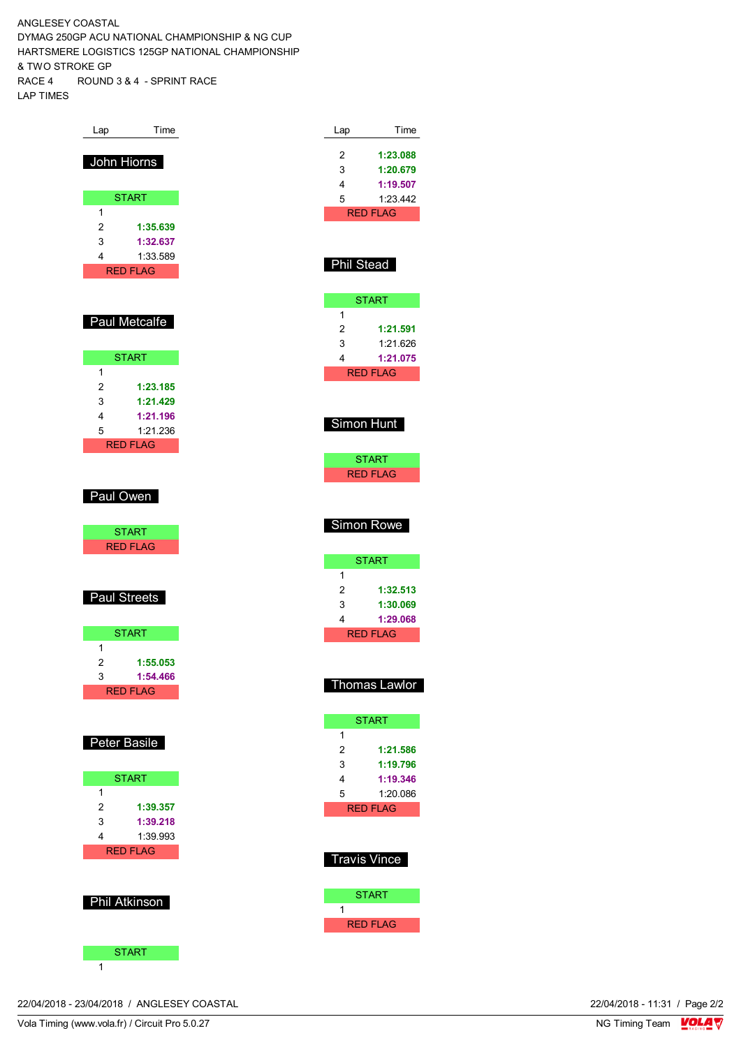ANGLESEY COASTAL
DYMAG 250GP ACU NATIONAL CHAMPIONSHIP & NG CUP
HARTSMERE LOGISTICS 125GP NATIONAL CHAMPIONSHIP
& TWO STROKE GP
RACE 4 ROUND 3 & 4 - SPRINT RACE
LAP TIMES

| Lap | Time |
|---|---|
| **John Hiorns** | |
| START | |
| 1 | |
| 2 | **1:35.639** |
| 3 | **1:32.637** |
| 4 | 1:33.589 |
| RED FLAG | |

| Lap | Time |
|---|---|
| **Paul Metcalfe** | |
| START | |
| 1 | |
| 2 | **1:23.185** |
| 3 | **1:21.429** |
| 4 | **1:21.196** |
| 5 | 1:21.236 |
| RED FLAG | |

| Lap | Time |
|---|---|
| **Paul Owen** | |
| START | |
| RED FLAG | |

| Lap | Time |
|---|---|
| **Paul Streets** | |
| START | |
| 1 | |
| 2 | **1:55.053** |
| 3 | **1:54.466** |
| RED FLAG | |

| Lap | Time |
|---|---|
| **Peter Basile** | |
| START | |
| 1 | |
| 2 | **1:39.357** |
| 3 | **1:39.218** |
| 4 | 1:39.993 |
| RED FLAG | |

| Lap | Time |
|---|---|
| **Phil Atkinson** | |
| START | |
| 1 | |
| 2 | **1:23.088** |
| 3 | **1:20.679** |
| 4 | **1:19.507** |
| 5 | 1:23.442 |
| RED FLAG | |

| Lap | Time |
|---|---|
| **Phil Stead** | |
| START | |
| 1 | |
| 2 | **1:21.591** |
| 3 | 1:21.626 |
| 4 | **1:21.075** |
| RED FLAG | |

| Lap | Time |
|---|---|
| **Simon Hunt** | |
| START | |
| RED FLAG | |

| Lap | Time |
|---|---|
| **Simon Rowe** | |
| START | |
| 1 | |
| 2 | **1:32.513** |
| 3 | **1:30.069** |
| 4 | **1:29.068** |
| RED FLAG | |

| Lap | Time |
|---|---|
| **Thomas Lawlor** | |
| START | |
| 1 | |
| 2 | **1:21.586** |
| 3 | **1:19.796** |
| 4 | **1:19.346** |
| 5 | 1:20.086 |
| RED FLAG | |

| Lap | Time |
|---|---|
| **Travis Vince** | |
| START | |
| 1 | |
| RED FLAG | |

22/04/2018 - 23/04/2018 / ANGLESEY COASTAL

22/04/2018 - 11:31

Vola Timing (www.vola.fr) / Circuit Pro 5.0.27

NG Timing Team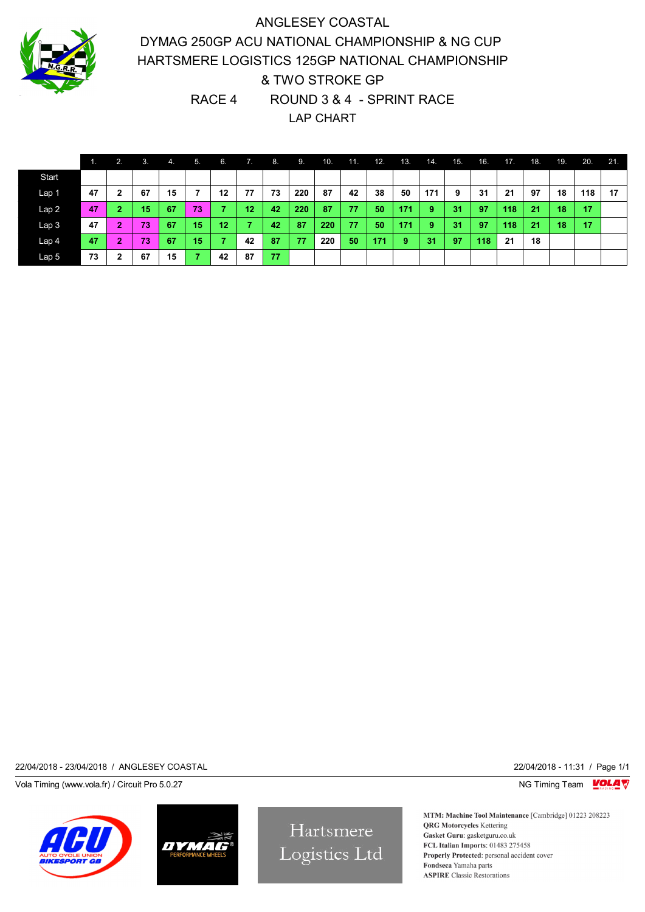# ANGLESEY COASTAL

## DYMAG 250GP ACU NATIONAL CHAMPIONSHIP & NG CUP
## HARTSMERE LOGISTICS 125GP NATIONAL CHAMPIONSHIP
## & TWO STROKE GP

### RACE 4 ROUND 3 & 4 - SPRINT RACE

### LAP CHART

| | 1. | 2. | 3. | 4. | 5. | 6. | 7. | 8. | 9. | 10. | 11. | 12. | 13. | 14. | 15. | 16. | 17. | 18. | 19. | 20. | 21. |
|---|---|---|---|---|---|---|---|---|---|---|---|---|---|---|---|---|---|---|---|---|---|
| Start | | | | | | | | | | | | | | | | | | | | | |
| Lap 1 | 47 | 2 | 67 | 15 | 7 | 12 | 77 | 73 | 220 | 87 | 42 | 38 | 50 | 171 | 9 | 31 | 21 | 97 | 18 | 118 | 17 |
| Lap 2 | 47 | 2 | 15 | 67 | 73 | 7 | 12 | 42 | 220 | 87 | 77 | 50 | 171 | 9 | 31 | 97 | 118 | 21 | 18 | 17 | |
| Lap 3 | 47 | 2 | 73 | 67 | 15 | 12 | 7 | 42 | 87 | 220 | 77 | 50 | 171 | 9 | 31 | 97 | 118 | 21 | 18 | 17 | |
| Lap 4 | 47 | 2 | 73 | 67 | 15 | 7 | 42 | 87 | 77 | 220 | 50 | 171 | 9 | 31 | 97 | 118 | 21 | 18 | | | |
| Lap 5 | 73 | 2 | 67 | 15 | 7 | 42 | 87 | 77 | | | | | | | | | | | | | |

22/04/2018 - 23/04/2018 / ANGLESEY COASTAL

22/04/2018 - 11:31 / Page 1/1

Vola Timing (www.vola.fr) / Circuit Pro 5.0.27

NG Timing Team

Hartsmere Logistics Ltd

**MTM: Machine Tool Maintenance** [Cambridge] 01223 208223
**QRG Motorcycles** Kettering
**Gasket Guru**: gasketguru.co.uk
**FCL Italian Imports**: 01483 275458
**Properly Protected**: personal accident cover
**Fondseca** Yamaha parts
**ASPIRE** Classic Restorations